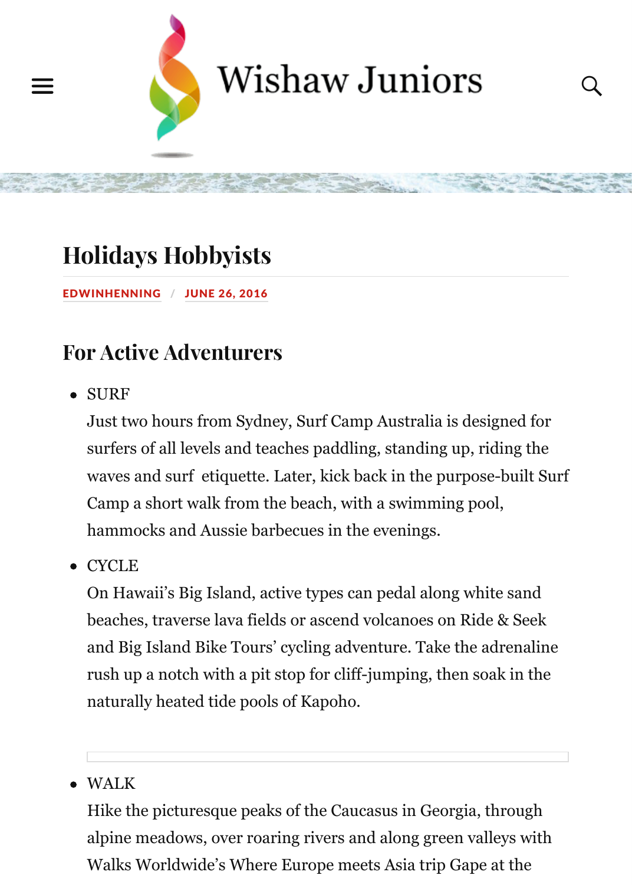Wishaw Juniors

# Holidays Hobbyists

EDWINHENNING / JUNE 26, 2016

## For Active Adventurers

- SURF
  Just two hours from Sydney, Surf Camp Australia is designed for surfers of all levels and teaches paddling, standing up, riding the waves and surf etiquette. Later, kick back in the purpose-built Surf Camp a short walk from the beach, with a swimming pool, hammocks and Aussie barbecues in the evenings.
- CYCLE
  On Hawaii's Big Island, active types can pedal along white sand beaches, traverse lava fields or ascend volcanoes on Ride & Seek and Big Island Bike Tours' cycling adventure. Take the adrenaline rush up a notch with a pit stop for cliff-jumping, then soak in the naturally heated tide pools of Kapoho.

- WALK
  Hike the picturesque peaks of the Caucasus in Georgia, through alpine meadows, over roaring rivers and along green valleys with Walks Worldwide's Where Europe meets Asia trip Gape at the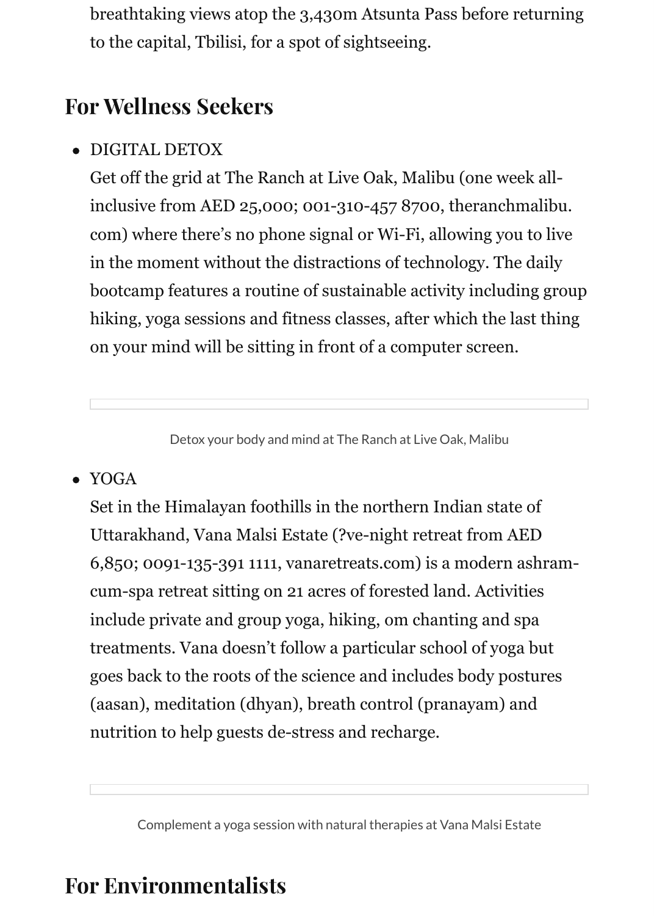breathtaking views atop the 3,430m Atsunta Pass before returning to the capital, Tbilisi, for a spot of sightseeing.

## For Wellness Seekers

- DIGITAL DETOX
  Get off the grid at The Ranch at Live Oak, Malibu (one week all-inclusive from AED 25,000; 001-310-457 8700, theranchmalibu.com) where there's no phone signal or Wi-Fi, allowing you to live in the moment without the distractions of technology. The daily bootcamp features a routine of sustainable activity including group hiking, yoga sessions and fitness classes, after which the last thing on your mind will be sitting in front of a computer screen.

Detox your body and mind at The Ranch at Live Oak, Malibu

- YOGA
  Set in the Himalayan foothills in the northern Indian state of Uttarakhand, Vana Malsi Estate (?ve-night retreat from AED 6,850; 0091-135-391 1111, vanaretreats.com) is a modern ashram-cum-spa retreat sitting on 21 acres of forested land. Activities include private and group yoga, hiking, om chanting and spa treatments. Vana doesn't follow a particular school of yoga but goes back to the roots of the science and includes body postures (aasan), meditation (dhyan), breath control (pranayam) and nutrition to help guests de-stress and recharge.

Complement a yoga session with natural therapies at Vana Malsi Estate

## For Environmentalists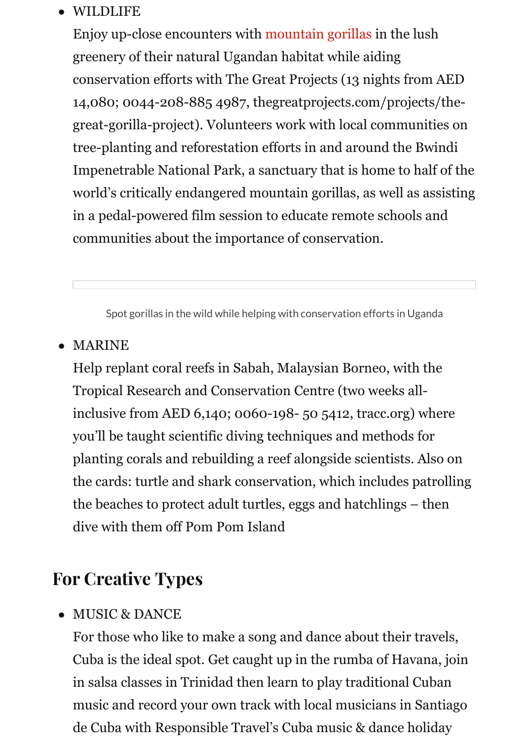- WILDLIFE

  Enjoy up-close encounters with mountain gorillas in the lush greenery of their natural Ugandan habitat while aiding conservation efforts with The Great Projects (13 nights from AED 14,080; 0044-208-885 4987, thegreatprojects.com/projects/the-great-gorilla-project). Volunteers work with local communities on tree-planting and reforestation efforts in and around the Bwindi Impenetrable National Park, a sanctuary that is home to half of the world's critically endangered mountain gorillas, as well as assisting in a pedal-powered film session to educate remote schools and communities about the importance of conservation.

Spot gorillas in the wild while helping with conservation efforts in Uganda

- MARINE

  Help replant coral reefs in Sabah, Malaysian Borneo, with the Tropical Research and Conservation Centre (two weeks all-inclusive from AED 6,140; 0060-198- 50 5412, tracc.org) where you'll be taught scientific diving techniques and methods for planting corals and rebuilding a reef alongside scientists. Also on the cards: turtle and shark conservation, which includes patrolling the beaches to protect adult turtles, eggs and hatchlings – then dive with them off Pom Pom Island

## For Creative Types

- MUSIC & DANCE

  For those who like to make a song and dance about their travels, Cuba is the ideal spot. Get caught up in the rumba of Havana, join in salsa classes in Trinidad then learn to play traditional Cuban music and record your own track with local musicians in Santiago de Cuba with Responsible Travel's Cuba music & dance holiday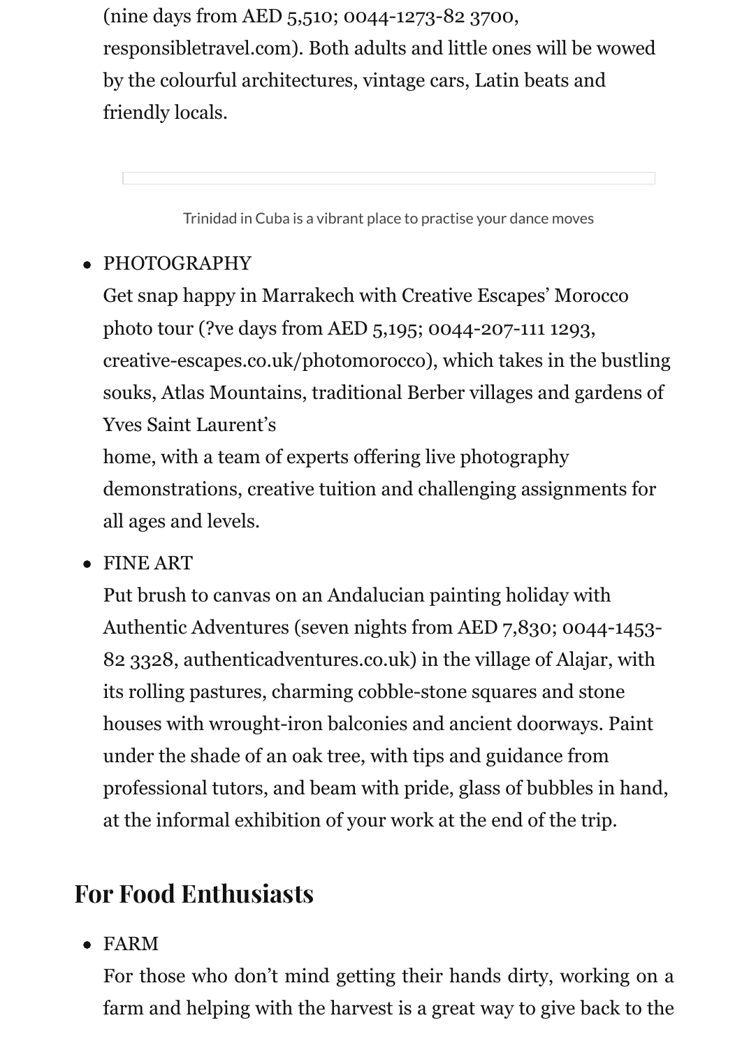(nine days from AED 5,510; 0044-1273-82 3700, responsibletravel.com). Both adults and little ones will be wowed by the colourful architectures, vintage cars, Latin beats and friendly locals.

Trinidad in Cuba is a vibrant place to practise your dance moves

- PHOTOGRAPHY
  Get snap happy in Marrakech with Creative Escapes' Morocco photo tour (?ve days from AED 5,195; 0044-207-111 1293, creative-escapes.co.uk/photomorocco), which takes in the bustling souks, Atlas Mountains, traditional Berber villages and gardens of Yves Saint Laurent's
  home, with a team of experts offering live photography demonstrations, creative tuition and challenging assignments for all ages and levels.
- FINE ART
  Put brush to canvas on an Andalucian painting holiday with Authentic Adventures (seven nights from AED 7,830; 0044-1453-82 3328, authenticadventures.co.uk) in the village of Alajar, with its rolling pastures, charming cobble-stone squares and stone houses with wrought-iron balconies and ancient doorways. Paint under the shade of an oak tree, with tips and guidance from professional tutors, and beam with pride, glass of bubbles in hand, at the informal exhibition of your work at the end of the trip.

## For Food Enthusiasts

- FARM
  For those who don't mind getting their hands dirty, working on a farm and helping with the harvest is a great way to give back to the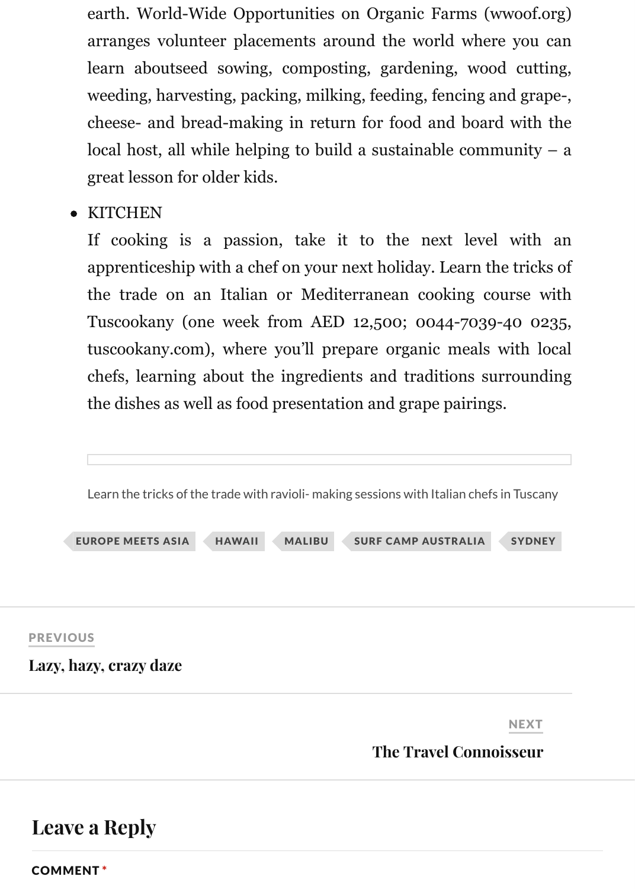earth. World-Wide Opportunities on Organic Farms (wwoof.org) arranges volunteer placements around the world where you can learn aboutseed sowing, composting, gardening, wood cutting, weeding, harvesting, packing, milking, feeding, fencing and grape-, cheese- and bread-making in return for food and board with the local host, all while helping to build a sustainable community – a great lesson for older kids.

- KITCHEN
  If cooking is a passion, take it to the next level with an apprenticeship with a chef on your next holiday. Learn the tricks of the trade on an Italian or Mediterranean cooking course with Tuscookany (one week from AED 12,500; 0044-7039-40 0235, tuscookany.com), where you'll prepare organic meals with local chefs, learning about the ingredients and traditions surrounding the dishes as well as food presentation and grape pairings.

Learn the tricks of the trade with ravioli- making sessions with Italian chefs in Tuscany

EUROPE MEETS ASIA | HAWAII | MALIBU | SURF CAMP AUSTRALIA | SYDNEY

PREVIOUS

**Lazy, hazy, crazy daze**

NEXT

**The Travel Connoisseur**

## Leave a Reply

COMMENT *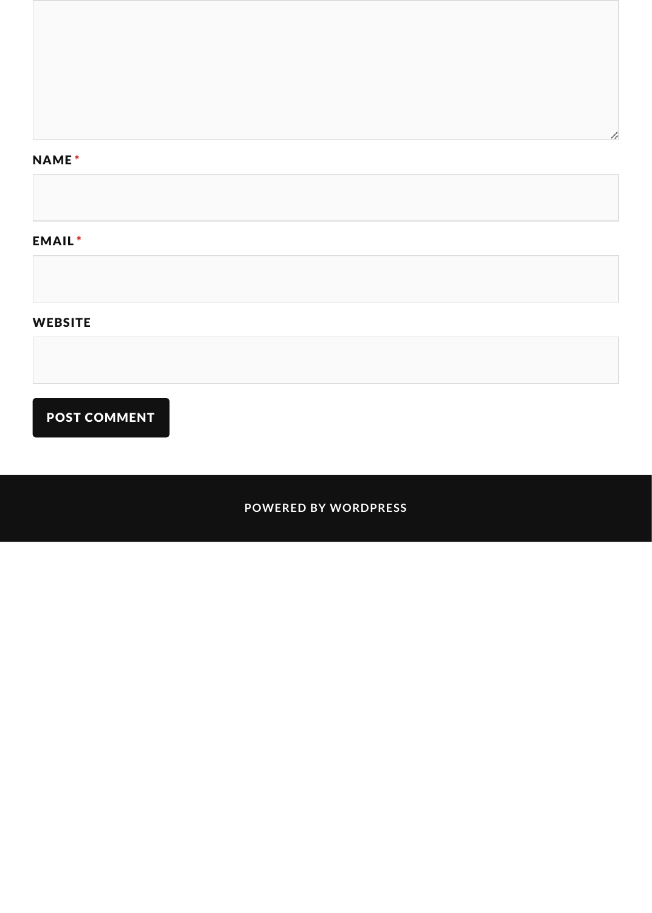NAME *

EMAIL *

WEBSITE

POST COMMENT

POWERED BY WORDPRESS